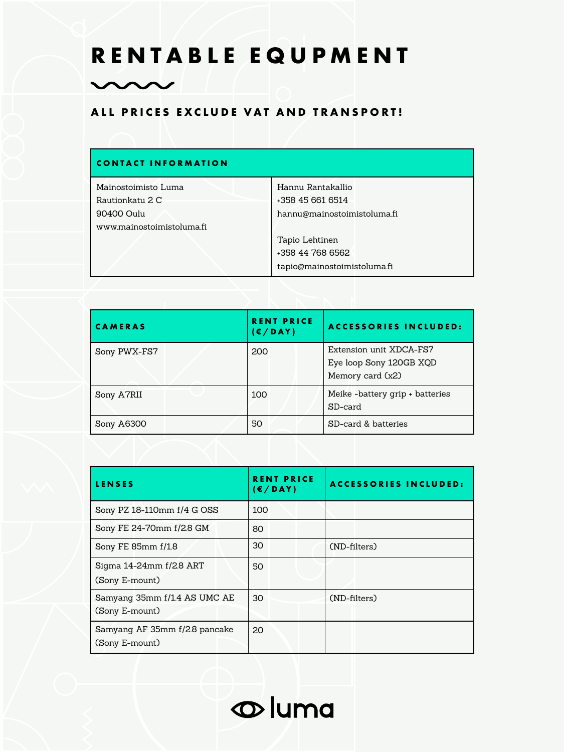# RENTABLE EQUPMENT

## ALL PRICES EXCLUDE VAT AND TRANSPORT!

| CONTACT INFORMATION | |
|---|---|
| Mainostoimisto Luma<br>Rautionkatu 2 C<br>90400 Oulu<br>www.mainostoimistoluma.fi | Hannu Rantakallio<br>+358 45 661 6514<br>hannu@mainostoimistoluma.fi<br><br>Tapio Lehtinen<br>+358 44 768 6562<br>tapio@mainostoimistoluma.fi |

| CAMERAS | RENT PRICE (€/DAY) | ACCESSORIES INCLUDED: |
|---|---|---|
| Sony PWX-FS7 | 200 | Extension unit XDCA-FS7<br>Eye loop Sony 120GB XQD<br>Memory card (x2) |
| Sony A7RII | 100 | Meike -battery grip + batteries<br>SD-card |
| Sony A6300 | 50 | SD-card & batteries |

| LENSES | RENT PRICE (€/DAY) | ACCESSORIES INCLUDED: |
|---|---|---|
| Sony PZ 18-110mm f/4 G OSS | 100 | |
| Sony FE 24-70mm f/2.8 GM | 80 | |
| Sony FE 85mm f/1.8 | 30 | (ND-filters) |
| Sigma 14-24mm f/2.8 ART (Sony E-mount) | 50 | |
| Samyang 35mm f/1.4 AS UMC AE (Sony E-mount) | 30 | (ND-filters) |
| Samyang AF 35mm f/2.8 pancake (Sony E-mount) | 20 | |

luma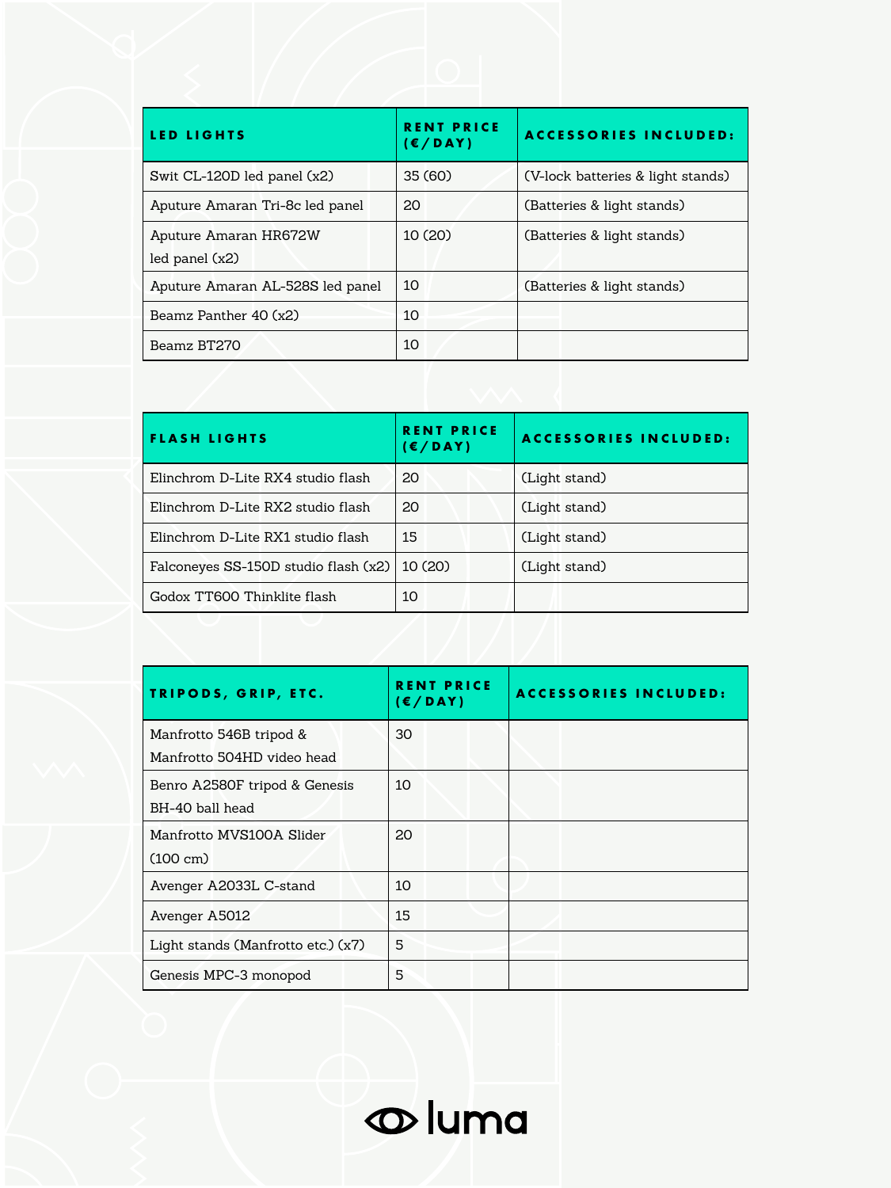| LED LIGHTS | RENT PRICE (€/DAY) | ACCESSORIES INCLUDED: |
|---|---|---|
| Swit CL-120D led panel (x2) | 35 (60) | (V-lock batteries & light stands) |
| Aputure Amaran Tri-8c led panel | 20 | (Batteries & light stands) |
| Aputure Amaran HR672W led panel (x2) | 10 (20) | (Batteries & light stands) |
| Aputure Amaran AL-528S led panel | 10 | (Batteries & light stands) |
| Beamz Panther 40 (x2) | 10 | |
| Beamz BT270 | 10 | |

| FLASH LIGHTS | RENT PRICE (€/DAY) | ACCESSORIES INCLUDED: |
|---|---|---|
| Elinchrom D-Lite RX4 studio flash | 20 | (Light stand) |
| Elinchrom D-Lite RX2 studio flash | 20 | (Light stand) |
| Elinchrom D-Lite RX1 studio flash | 15 | (Light stand) |
| Falconeyes SS-150D studio flash (x2) | 10 (20) | (Light stand) |
| Godox TT600 Thinklite flash | 10 | |

| TRIPODS, GRIP, ETC. | RENT PRICE (€/DAY) | ACCESSORIES INCLUDED: |
|---|---|---|
| Manfrotto 546B tripod & Manfrotto 504HD video head | 30 | |
| Benro A2580F tripod & Genesis BH-40 ball head | 10 | |
| Manfrotto MVS100A Slider (100 cm) | 20 | |
| Avenger A2033L C-stand | 10 | |
| Avenger A5012 | 15 | |
| Light stands (Manfrotto etc.) (x7) | 5 | |
| Genesis MPC-3 monopod | 5 | |

luma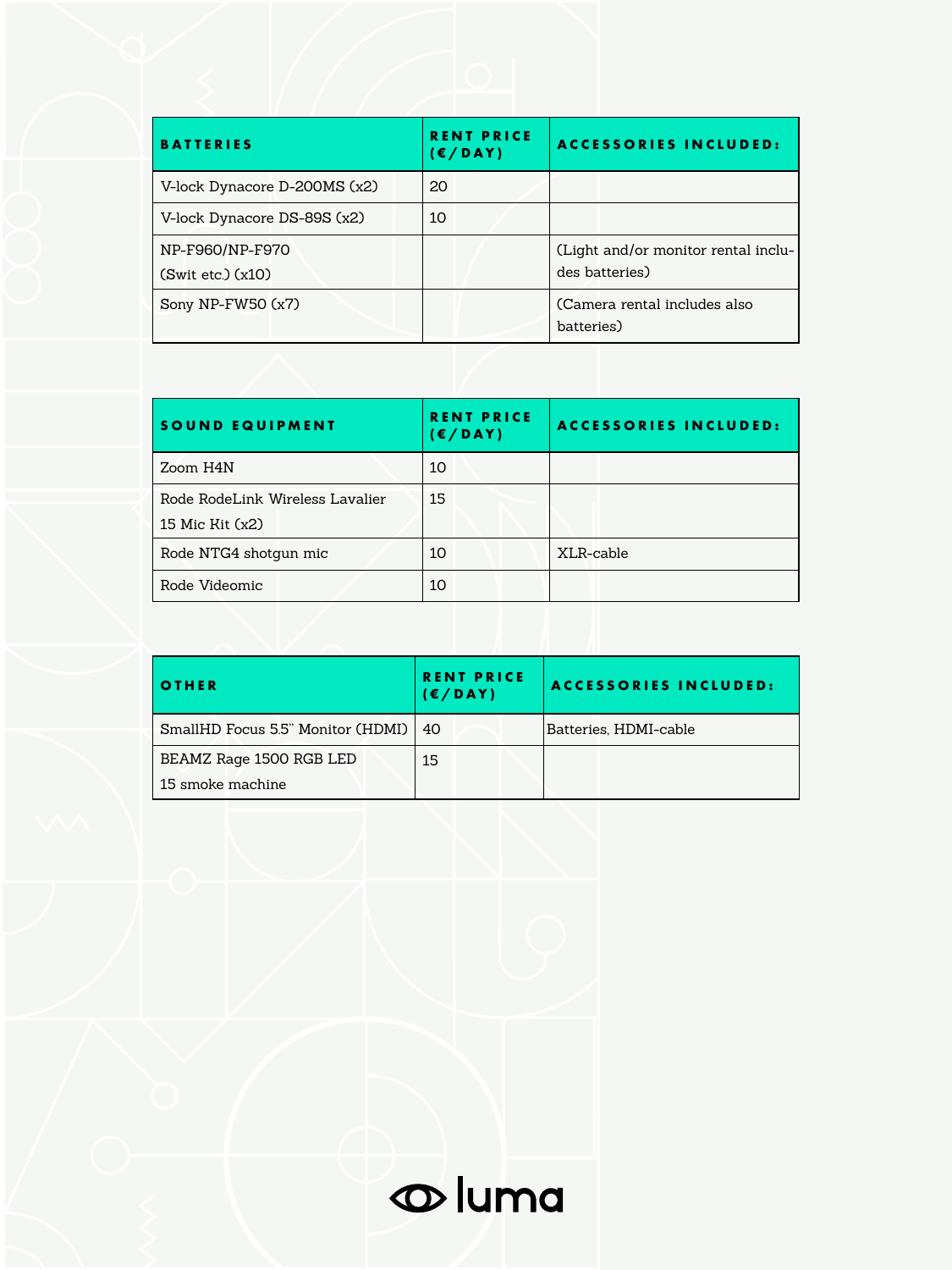| BATTERIES | RENT PRICE (€/DAY) | ACCESSORIES INCLUDED: |
| --- | --- | --- |
| V-lock Dynacore D-200MS (x2) | 20 | |
| V-lock Dynacore DS-89S (x2) | 10 | |
| NP-F960/NP-F970 (Swit etc.) (x10) | | (Light and/or monitor rental includes batteries) |
| Sony NP-FW50 (x7) | | (Camera rental includes also batteries) |

| SOUND EQUIPMENT | RENT PRICE (€/DAY) | ACCESSORIES INCLUDED: |
| --- | --- | --- |
| Zoom H4N | 10 | |
| Rode RodeLink Wireless Lavalier 15 Mic Kit (x2) | 15 | |
| Rode NTG4 shotgun mic | 10 | XLR-cable |
| Rode Videomic | 10 | |

| OTHER | RENT PRICE (€/DAY) | ACCESSORIES INCLUDED: |
| --- | --- | --- |
| SmallHD Focus 5.5" Monitor (HDMI) | 40 | Batteries, HDMI-cable |
| BEAMZ Rage 1500 RGB LED 15 smoke machine | 15 | |

luma